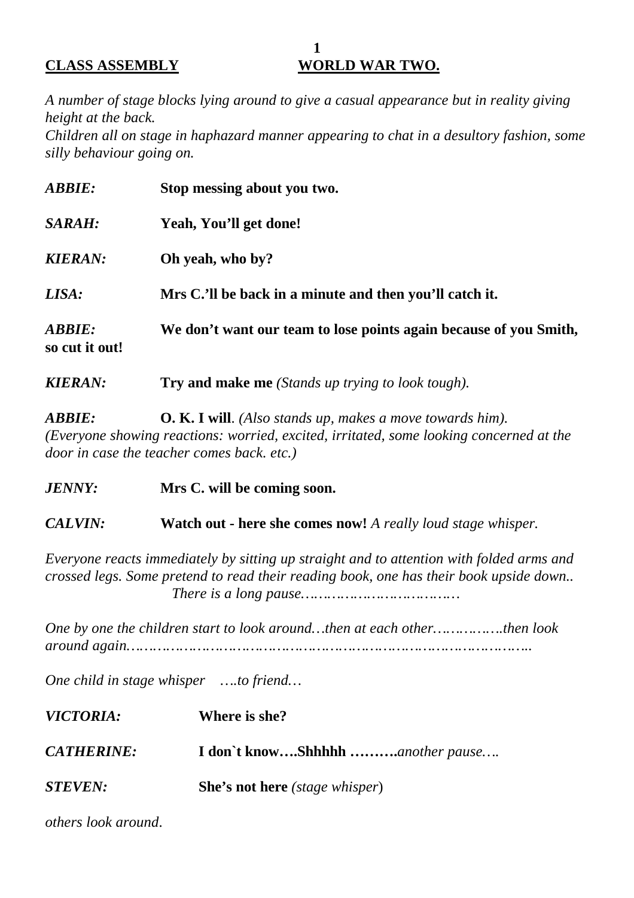**CLASS ASSEMBLY** **WORLD WAR TWO.**

*A number of stage blocks lying around to give a casual appearance but in reality giving height at the back.*
*Children all on stage in haphazard manner appearing to chat in a desultory fashion, some silly behaviour going on.*

***ABBIE:*** **Stop messing about you two.**

***SARAH:*** **Yeah, You'll get done!**

***KIERAN:*** **Oh yeah, who by?**

***LISA:*** **Mrs C.'ll be back in a minute and then you'll catch it.**

***ABBIE:*** **We don't want our team to lose points again because of you Smith, so cut it out!**

***KIERAN:*** **Try and make me** *(Stands up trying to look tough).*

***ABBIE:*** **O. K. I will**. *(Also stands up, makes a move towards him).*
*(Everyone showing reactions: worried, excited, irritated, some looking concerned at the door in case the teacher comes back. etc.)*

***JENNY:*** **Mrs C. will be coming soon.**

***CALVIN:*** **Watch out - here she comes now!** *A really loud stage whisper.*

*Everyone reacts immediately by sitting up straight and to attention with folded arms and crossed legs. Some pretend to read their reading book, one has their book upside down.. There is a long pause………………………………*

*One by one the children start to look around…then at each other…………….then look around again………………………………………………………………………………..*

*One child in stage whisper ….to friend…*

***VICTORIA:*** **Where is she?**

***CATHERINE:*** **I don`t know….Shhhhh ……….***another pause….*

***STEVEN:*** **She's not here** *(stage whisper)*

*others look around.*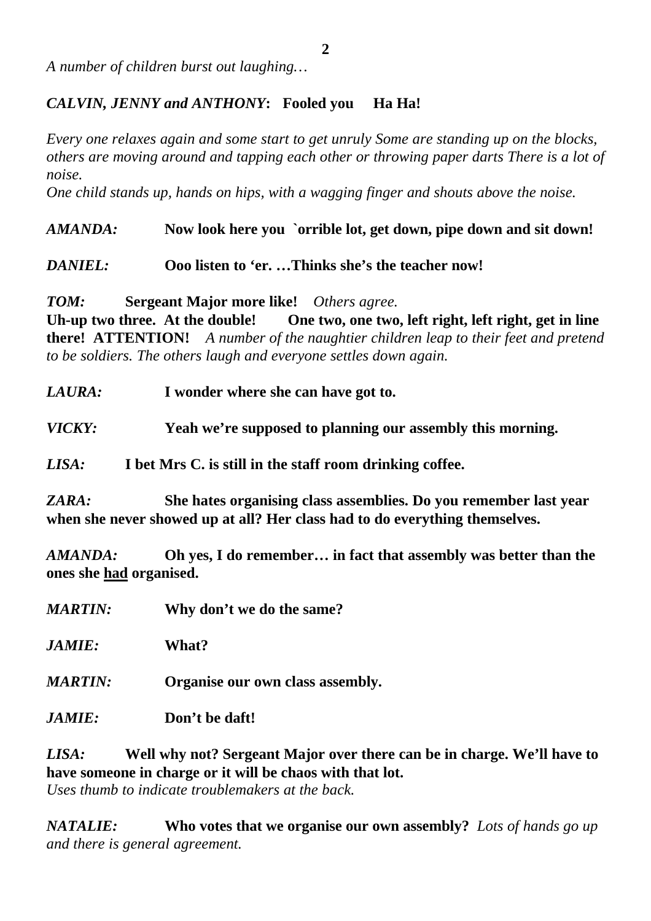*A number of children burst out laughing…*

***CALVIN, JENNY and ANTHONY*: Fooled you Ha Ha!**

*Every one relaxes again and some start to get unruly Some are standing up on the blocks, others are moving around and tapping each other or throwing paper darts There is a lot of noise.*
*One child stands up, hands on hips, with a wagging finger and shouts above the noise.*

***AMANDA:*** **Now look here you `orrible lot, get down, pipe down and sit down!**

***DANIEL:*** **Ooo listen to 'er. …Thinks she's the teacher now!**

***TOM:*** **Sergeant Major more like!** *Others agree.*
**Uh-up two three. At the double! One two, one two, left right, left right, get in line there! ATTENTION!** *A number of the naughtier children leap to their feet and pretend to be soldiers. The others laugh and everyone settles down again.*

***LAURA:*** **I wonder where she can have got to.**

***VICKY:*** **Yeah we're supposed to planning our assembly this morning.**

***LISA:*** **I bet Mrs C. is still in the staff room drinking coffee.**

***ZARA:*** **She hates organising class assemblies. Do you remember last year when she never showed up at all? Her class had to do everything themselves.**

***AMANDA:*** **Oh yes, I do remember… in fact that assembly was better than the ones she <u>had</u> organised.**

***MARTIN:*** **Why don't we do the same?**

***JAMIE:*** **What?**

***MARTIN:*** **Organise our own class assembly.**

***JAMIE:*** **Don't be daft!**

***LISA:*** **Well why not? Sergeant Major over there can be in charge. We'll have to have someone in charge or it will be chaos with that lot.**
*Uses thumb to indicate troublemakers at the back.*

***NATALIE:*** **Who votes that we organise our own assembly?** *Lots of hands go up and there is general agreement.*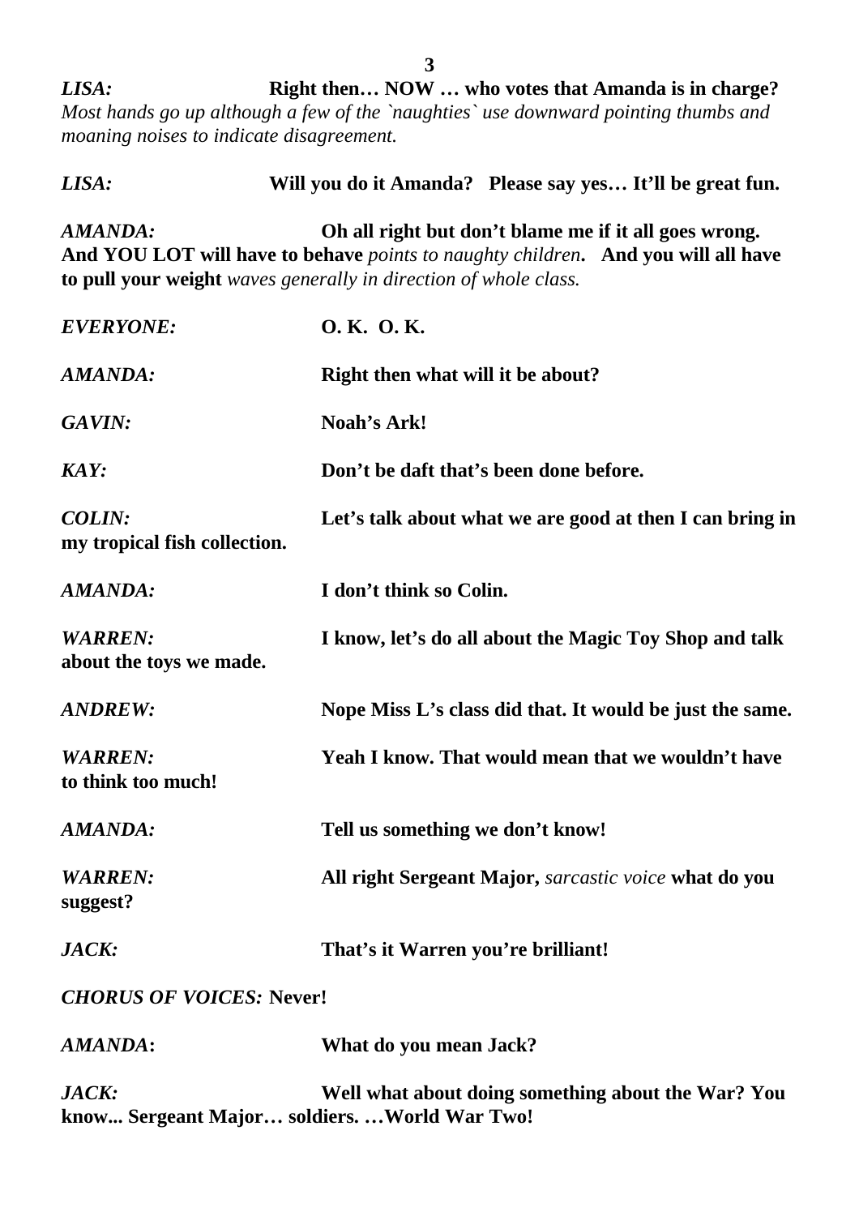***LISA:*** **Right then… NOW … who votes that Amanda is in charge?**
*Most hands go up although a few of the `naughties` use downward pointing thumbs and moaning noises to indicate disagreement.*

***LISA:*** **Will you do it Amanda? Please say yes… It'll be great fun.**

***AMANDA:*** **Oh all right but don't blame me if it all goes wrong. And YOU LOT will have to behave** *points to naughty children*. **And you will all have to pull your weight** *waves generally in direction of whole class.*

***EVERYONE:*** **O. K. O. K.**

***AMANDA:*** **Right then what will it be about?**

***GAVIN:*** **Noah's Ark!**

***KAY:*** **Don't be daft that's been done before.**

***COLIN:*** **Let's talk about what we are good at then I can bring in my tropical fish collection.**

***AMANDA:*** **I don't think so Colin.**

***WARREN:*** **I know, let's do all about the Magic Toy Shop and talk about the toys we made.**

***ANDREW:*** **Nope Miss L's class did that. It would be just the same.**

***WARREN:*** **Yeah I know. That would mean that we wouldn't have to think too much!**

***AMANDA:*** **Tell us something we don't know!**

***WARREN:*** **All right Sergeant Major,** *sarcastic voice* **what do you suggest?**

***JACK:*** **That's it Warren you're brilliant!**

***CHORUS OF VOICES:*** **Never!**

***AMANDA*:** **What do you mean Jack?**

***JACK:*** **Well what about doing something about the War? You know... Sergeant Major… soldiers. …World War Two!**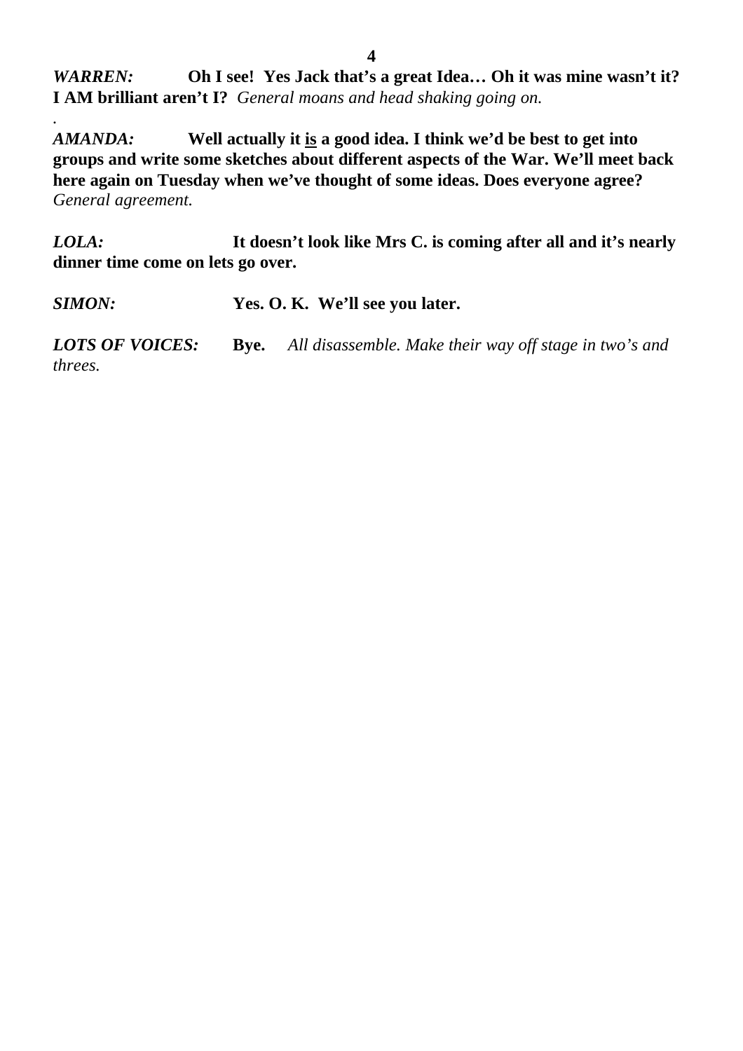***WARREN:*** **Oh I see! Yes Jack that's a great Idea… Oh it was mine wasn't it? I AM brilliant aren't I?** *General moans and head shaking going on.*

.

***AMANDA:*** **Well actually it <u>is</u> a good idea. I think we'd be best to get into groups and write some sketches about different aspects of the War. We'll meet back here again on Tuesday when we've thought of some ideas. Does everyone agree?** *General agreement.*

***LOLA:*** **It doesn't look like Mrs C. is coming after all and it's nearly dinner time come on lets go over.**

***SIMON:*** **Yes. O. K. We'll see you later.**

***LOTS OF VOICES:*** **Bye.** *All disassemble. Make their way off stage in two's and threes.*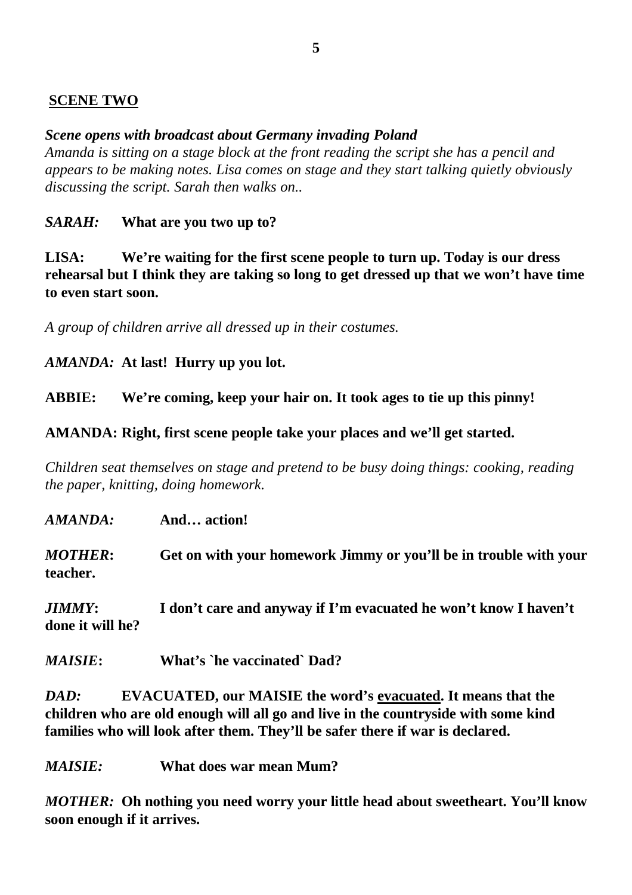## **SCENE TWO**

***Scene opens with broadcast about Germany invading Poland***

*Amanda is sitting on a stage block at the front reading the script she has a pencil and appears to be making notes. Lisa comes on stage and they start talking quietly obviously discussing the script. Sarah then walks on..*

***SARAH:*** **What are you two up to?**

**LISA: We're waiting for the first scene people to turn up. Today is our dress rehearsal but I think they are taking so long to get dressed up that we won't have time to even start soon.**

*A group of children arrive all dressed up in their costumes.*

***AMANDA:*** **At last! Hurry up you lot.**

**ABBIE: We're coming, keep your hair on. It took ages to tie up this pinny!**

**AMANDA: Right, first scene people take your places and we'll get started.**

*Children seat themselves on stage and pretend to be busy doing things: cooking, reading the paper, knitting, doing homework.*

***AMANDA:*** **And… action!**

***MOTHER*: Get on with your homework Jimmy or you'll be in trouble with your teacher.**

***JIMMY*: I don't care and anyway if I'm evacuated he won't know I haven't done it will he?**

***MAISIE*: What's `he vaccinated` Dad?**

***DAD:*** **EVACUATED, our MAISIE the word's <u>evacuated</u>. It means that the children who are old enough will all go and live in the countryside with some kind families who will look after them. They'll be safer there if war is declared.**

***MAISIE:*** **What does war mean Mum?**

***MOTHER:*** **Oh nothing you need worry your little head about sweetheart. You'll know soon enough if it arrives.**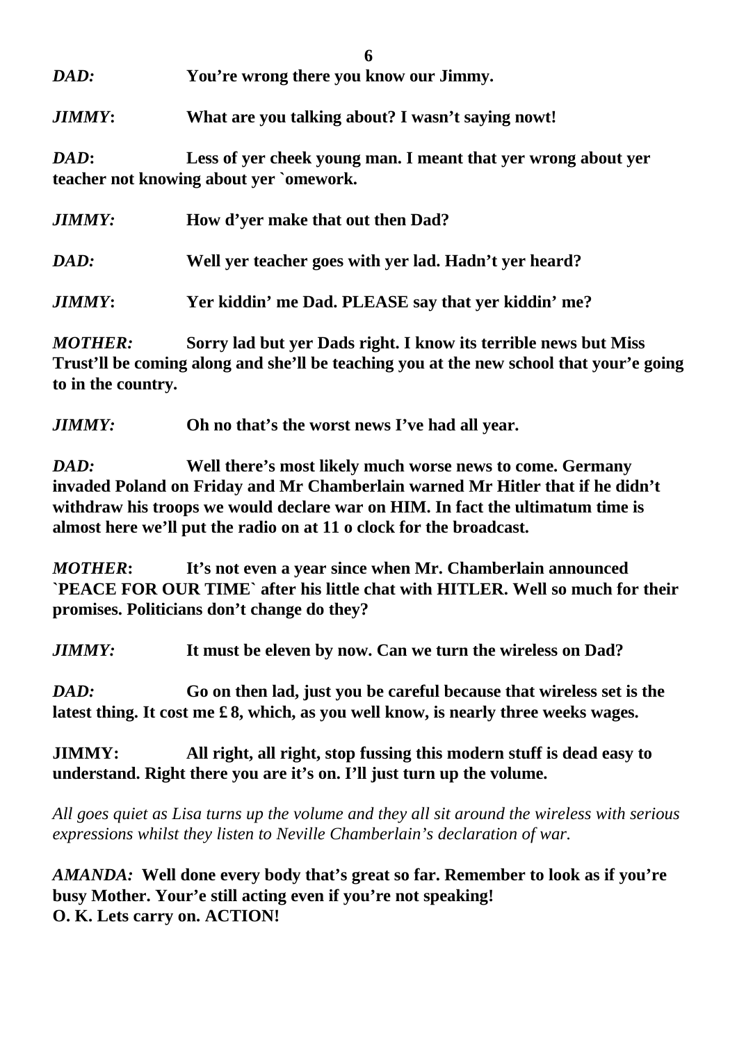***DAD:*** **You're wrong there you know our Jimmy.**

***JIMMY*:** **What are you talking about? I wasn't saying nowt!**

***DAD*:** **Less of yer cheek young man. I meant that yer wrong about yer teacher not knowing about yer `omework.**

***JIMMY:*** **How d'yer make that out then Dad?**

***DAD:*** **Well yer teacher goes with yer lad. Hadn't yer heard?**

***JIMMY*:** **Yer kiddin' me Dad. PLEASE say that yer kiddin' me?**

***MOTHER:*** **Sorry lad but yer Dads right. I know its terrible news but Miss Trust'll be coming along and she'll be teaching you at the new school that your'e going to in the country.**

***JIMMY:*** **Oh no that's the worst news I've had all year.**

***DAD:*** **Well there's most likely much worse news to come. Germany invaded Poland on Friday and Mr Chamberlain warned Mr Hitler that if he didn't withdraw his troops we would declare war on HIM. In fact the ultimatum time is almost here we'll put the radio on at 11 o clock for the broadcast.**

***MOTHER*:** **It's not even a year since when Mr. Chamberlain announced `PEACE FOR OUR TIME` after his little chat with HITLER. Well so much for their promises. Politicians don't change do they?**

***JIMMY:*** **It must be eleven by now. Can we turn the wireless on Dad?**

***DAD:*** **Go on then lad, just you be careful because that wireless set is the latest thing. It cost me £ 8, which, as you well know, is nearly three weeks wages.**

**JIMMY:** **All right, all right, stop fussing this modern stuff is dead easy to understand. Right there you are it's on. I'll just turn up the volume.**

*All goes quiet as Lisa turns up the volume and they all sit around the wireless with serious expressions whilst they listen to Neville Chamberlain's declaration of war.*

***AMANDA:*** **Well done every body that's great so far. Remember to look as if you're busy Mother. Your'e still acting even if you're not speaking!**
**O. K. Lets carry on. ACTION!**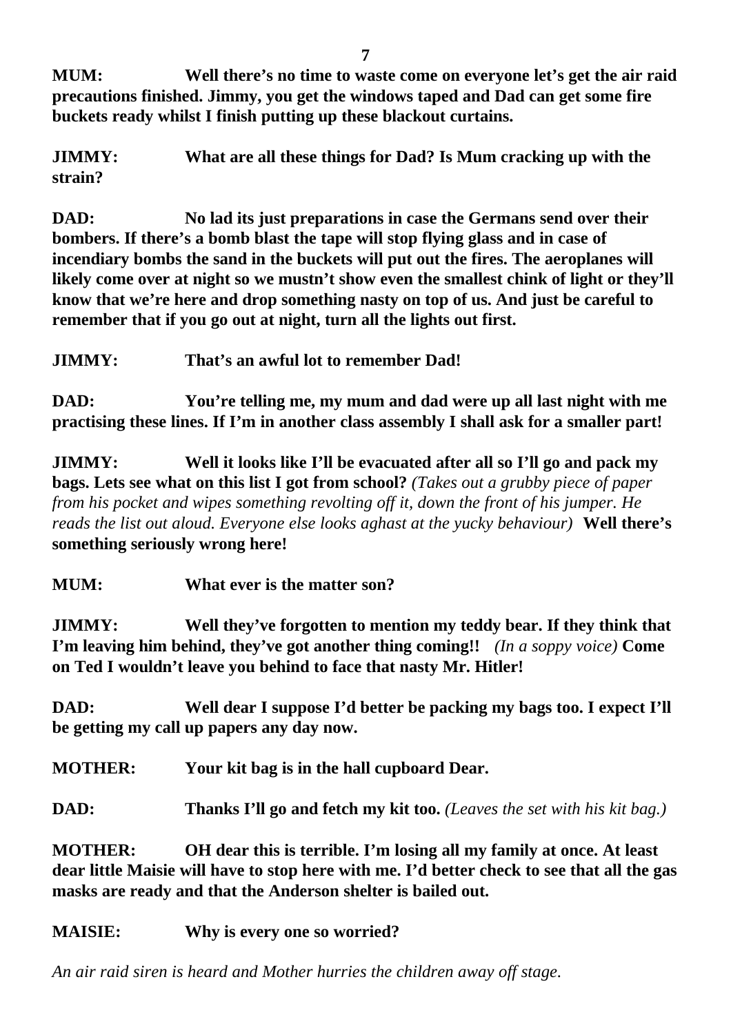**MUM:** Well there's no time to waste come on everyone let's get the air raid precautions finished. Jimmy, you get the windows taped and Dad can get some fire buckets ready whilst I finish putting up these blackout curtains.

**JIMMY:** What are all these things for Dad? Is Mum cracking up with the strain?

**DAD:** No lad its just preparations in case the Germans send over their bombers. If there's a bomb blast the tape will stop flying glass and in case of incendiary bombs the sand in the buckets will put out the fires. The aeroplanes will likely come over at night so we mustn't show even the smallest chink of light or they'll know that we're here and drop something nasty on top of us. And just be careful to remember that if you go out at night, turn all the lights out first.

**JIMMY:** That's an awful lot to remember Dad!

**DAD:** You're telling me, my mum and dad were up all last night with me practising these lines. If I'm in another class assembly I shall ask for a smaller part!

**JIMMY:** Well it looks like I'll be evacuated after all so I'll go and pack my bags. Lets see what on this list I got from school? *(Takes out a grubby piece of paper from his pocket and wipes something revolting off it, down the front of his jumper. He reads the list out aloud. Everyone else looks aghast at the yucky behaviour)* **Well there's something seriously wrong here!**

**MUM:** What ever is the matter son?

**JIMMY:** Well they've forgotten to mention my teddy bear. If they think that I'm leaving him behind, they've got another thing coming!! *(In a soppy voice)* **Come on Ted I wouldn't leave you behind to face that nasty Mr. Hitler!**

**DAD:** Well dear I suppose I'd better be packing my bags too. I expect I'll be getting my call up papers any day now.

**MOTHER:** Your kit bag is in the hall cupboard Dear.

**DAD:** Thanks I'll go and fetch my kit too. *(Leaves the set with his kit bag.)*

**MOTHER:** OH dear this is terrible. I'm losing all my family at once. At least dear little Maisie will have to stop here with me. I'd better check to see that all the gas masks are ready and that the Anderson shelter is bailed out.

**MAISIE:** Why is every one so worried?

*An air raid siren is heard and Mother hurries the children away off stage.*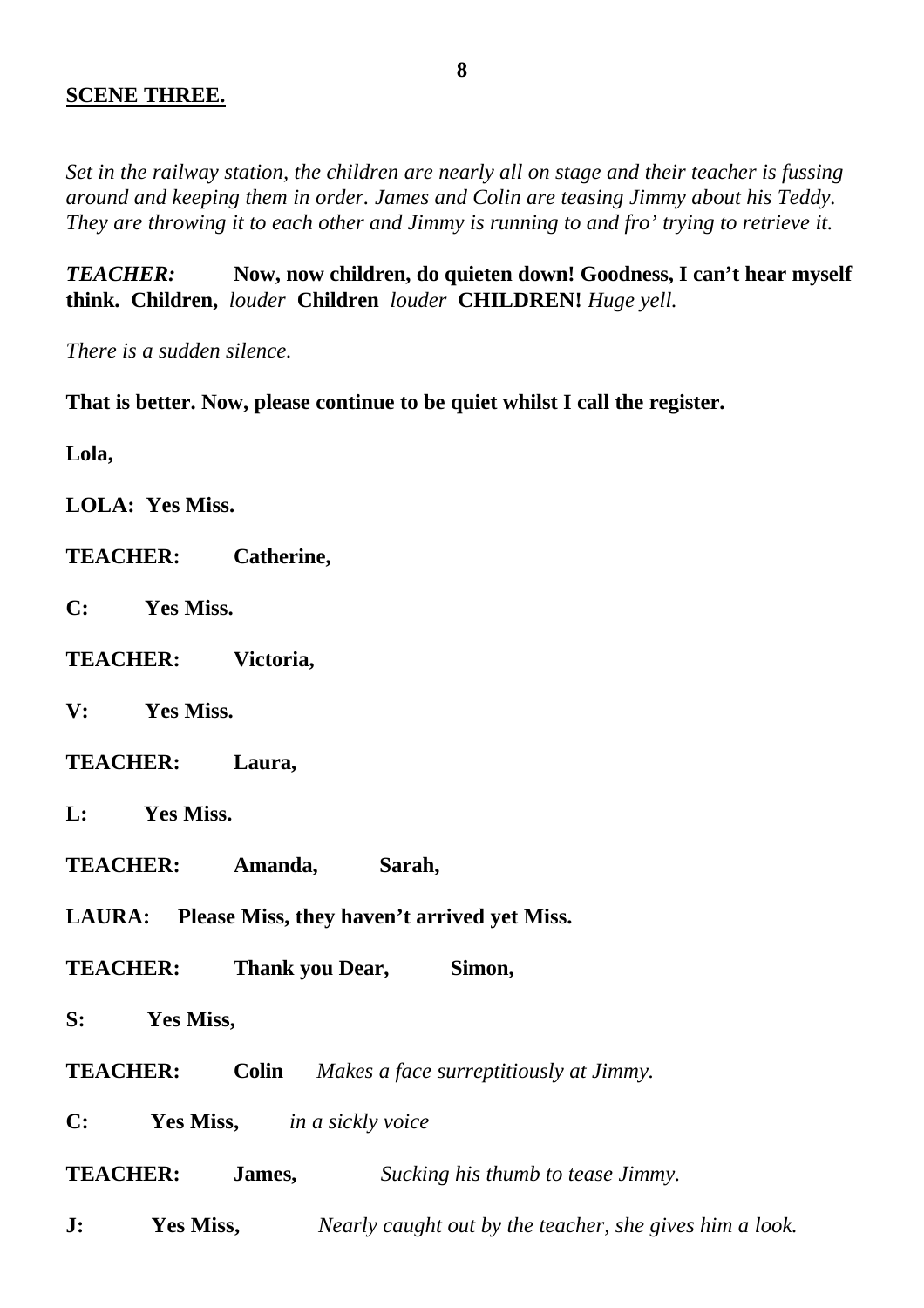**SCENE THREE.**

*Set in the railway station, the children are nearly all on stage and their teacher is fussing around and keeping them in order. James and Colin are teasing Jimmy about his Teddy. They are throwing it to each other and Jimmy is running to and fro' trying to retrieve it.*

***TEACHER:*** **Now, now children, do quieten down! Goodness, I can't hear myself think. Children,** *louder* **Children** *louder* **CHILDREN!** *Huge yell.*

*There is a sudden silence.*

**That is better. Now, please continue to be quiet whilst I call the register.**

**Lola,**

**LOLA: Yes Miss.**

**TEACHER: Catherine,**

**C: Yes Miss.**

**TEACHER: Victoria,**

**V: Yes Miss.**

**TEACHER: Laura,**

**L: Yes Miss.**

**TEACHER: Amanda, Sarah,**

**LAURA: Please Miss, they haven't arrived yet Miss.**

**TEACHER: Thank you Dear, Simon,**

**S: Yes Miss,**

**TEACHER: Colin** *Makes a face surreptitiously at Jimmy.*

**C: Yes Miss,** *in a sickly voice*

**TEACHER: James,** *Sucking his thumb to tease Jimmy.*

**J: Yes Miss,** *Nearly caught out by the teacher, she gives him a look.*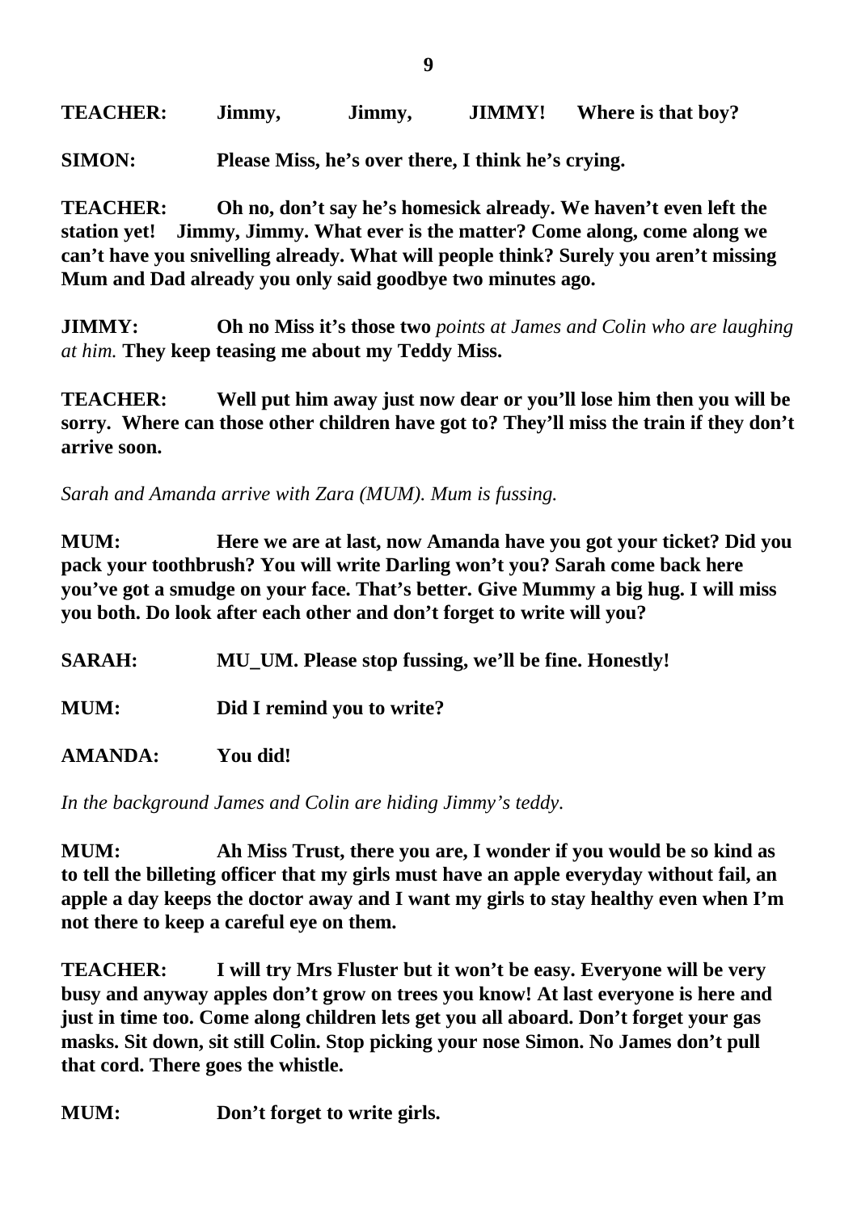**TEACHER:** **Jimmy, Jimmy, JIMMY! Where is that boy?**

**SIMON:** **Please Miss, he's over there, I think he's crying.**

**TEACHER:** **Oh no, don't say he's homesick already. We haven't even left the station yet! Jimmy, Jimmy. What ever is the matter? Come along, come along we can't have you snivelling already. What will people think? Surely you aren't missing Mum and Dad already you only said goodbye two minutes ago.**

**JIMMY:** **Oh no Miss it's those two** *points at James and Colin who are laughing at him.* **They keep teasing me about my Teddy Miss.**

**TEACHER:** **Well put him away just now dear or you'll lose him then you will be sorry. Where can those other children have got to? They'll miss the train if they don't arrive soon.**

*Sarah and Amanda arrive with Zara (MUM). Mum is fussing.*

**MUM:** **Here we are at last, now Amanda have you got your ticket? Did you pack your toothbrush? You will write Darling won't you? Sarah come back here you've got a smudge on your face. That's better. Give Mummy a big hug. I will miss you both. Do look after each other and don't forget to write will you?**

**SARAH:** **MU_UM. Please stop fussing, we'll be fine. Honestly!**

**MUM:** **Did I remind you to write?**

**AMANDA:** **You did!**

*In the background James and Colin are hiding Jimmy's teddy.*

**MUM:** **Ah Miss Trust, there you are, I wonder if you would be so kind as to tell the billeting officer that my girls must have an apple everyday without fail, an apple a day keeps the doctor away and I want my girls to stay healthy even when I'm not there to keep a careful eye on them.**

**TEACHER:** **I will try Mrs Fluster but it won't be easy. Everyone will be very busy and anyway apples don't grow on trees you know! At last everyone is here and just in time too. Come along children lets get you all aboard. Don't forget your gas masks. Sit down, sit still Colin. Stop picking your nose Simon. No James don't pull that cord. There goes the whistle.**

**MUM:** **Don't forget to write girls.**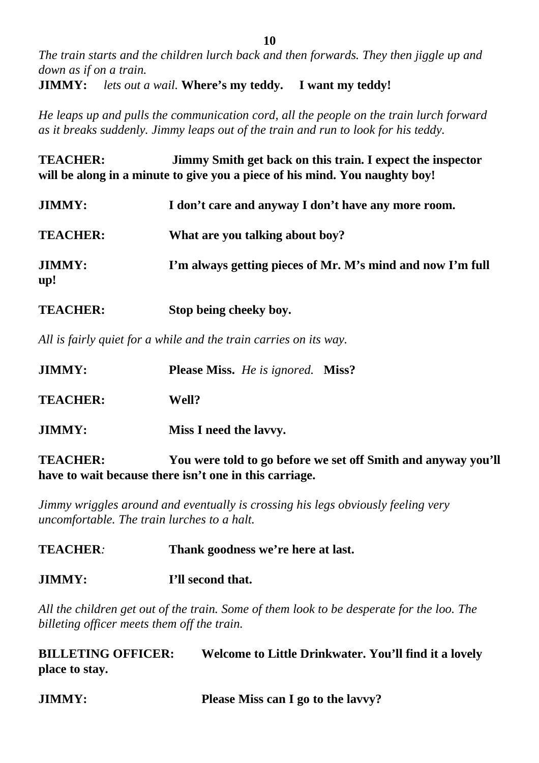*The train starts and the children lurch back and then forwards. They then jiggle up and down as if on a train.*

**JIMMY:** *lets out a wail.* **Where's my teddy. I want my teddy!**

*He leaps up and pulls the communication cord, all the people on the train lurch forward as it breaks suddenly. Jimmy leaps out of the train and run to look for his teddy.*

**TEACHER: Jimmy Smith get back on this train. I expect the inspector will be along in a minute to give you a piece of his mind. You naughty boy!**

**JIMMY: I don't care and anyway I don't have any more room.**

**TEACHER: What are you talking about boy?**

**JIMMY: I'm always getting pieces of Mr. M's mind and now I'm full up!**

**TEACHER: Stop being cheeky boy.**

*All is fairly quiet for a while and the train carries on its way.*

**JIMMY: Please Miss.** *He is ignored.* **Miss?**

**TEACHER: Well?**

**JIMMY: Miss I need the lavvy.**

**TEACHER: You were told to go before we set off Smith and anyway you'll have to wait because there isn't one in this carriage.**

*Jimmy wriggles around and eventually is crossing his legs obviously feeling very uncomfortable. The train lurches to a halt.*

**TEACHER***:* **Thank goodness we're here at last.**

**JIMMY: I'll second that.**

*All the children get out of the train. Some of them look to be desperate for the loo. The billeting officer meets them off the train.*

**BILLETING OFFICER: Welcome to Little Drinkwater. You'll find it a lovely place to stay.**

**JIMMY: Please Miss can I go to the lavvy?**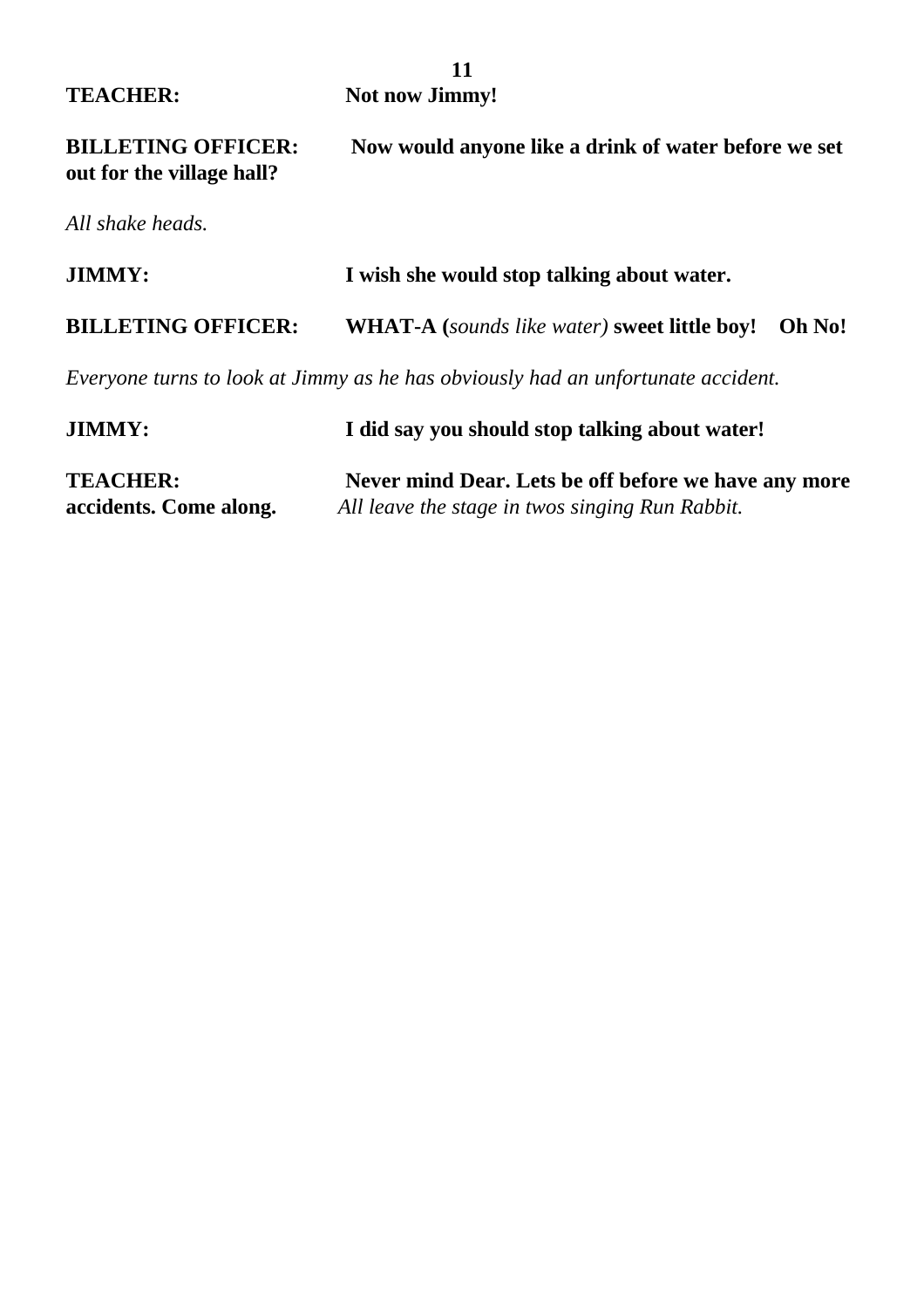**TEACHER:** **Not now Jimmy!**

**BILLETING OFFICER:** **Now would anyone like a drink of water before we set out for the village hall?**

*All shake heads.*

**JIMMY:** **I wish she would stop talking about water.**

**BILLETING OFFICER:** **WHAT-A (***sounds like water)* **sweet little boy! Oh No!**

*Everyone turns to look at Jimmy as he has obviously had an unfortunate accident.*

**JIMMY:** **I did say you should stop talking about water!**

**TEACHER:** **Never mind Dear. Lets be off before we have any more accidents. Come along.** *All leave the stage in twos singing Run Rabbit.*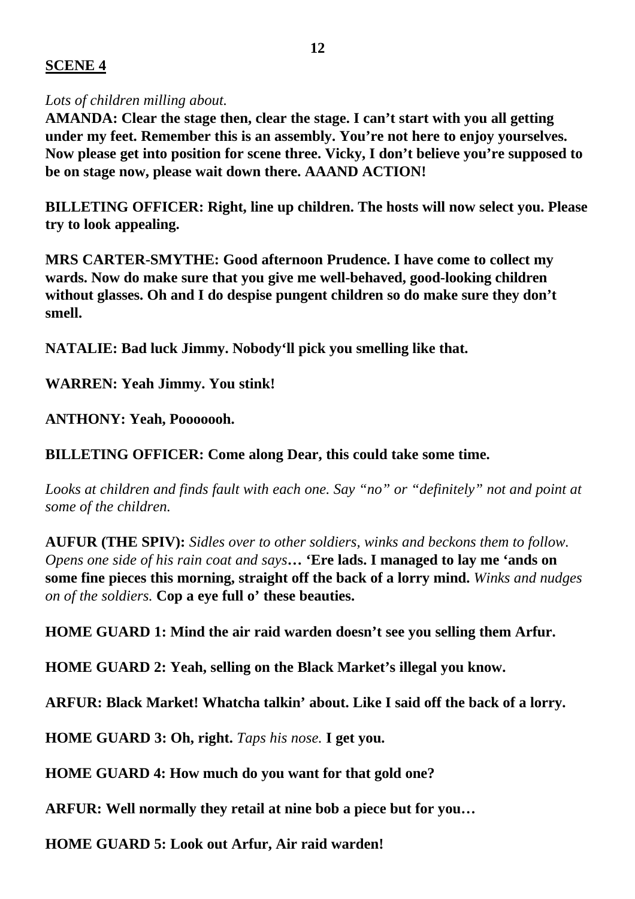## **SCENE 4**

*Lots of children milling about.*

**AMANDA: Clear the stage then, clear the stage. I can't start with you all getting under my feet. Remember this is an assembly. You're not here to enjoy yourselves. Now please get into position for scene three. Vicky, I don't believe you're supposed to be on stage now, please wait down there. AAAND ACTION!**

**BILLETING OFFICER: Right, line up children. The hosts will now select you. Please try to look appealing.**

**MRS CARTER-SMYTHE: Good afternoon Prudence. I have come to collect my wards. Now do make sure that you give me well-behaved, good-looking children without glasses. Oh and I do despise pungent children so do make sure they don't smell.**

**NATALIE: Bad luck Jimmy. Nobody'll pick you smelling like that.**

**WARREN: Yeah Jimmy. You stink!**

**ANTHONY: Yeah, Pooooooh.**

**BILLETING OFFICER: Come along Dear, this could take some time.**

*Looks at children and finds fault with each one. Say "no" or "definitely" not and point at some of the children.*

**AUFUR (THE SPIV):** *Sidles over to other soldiers, winks and beckons them to follow. Opens one side of his rain coat and says***… 'Ere lads. I managed to lay me 'ands on some fine pieces this morning, straight off the back of a lorry mind.** *Winks and nudges on of the soldiers.* **Cop a eye full o' these beauties.**

**HOME GUARD 1: Mind the air raid warden doesn't see you selling them Arfur.**

**HOME GUARD 2: Yeah, selling on the Black Market's illegal you know.**

**ARFUR: Black Market! Whatcha talkin' about. Like I said off the back of a lorry.**

**HOME GUARD 3: Oh, right.** *Taps his nose.* **I get you.**

**HOME GUARD 4: How much do you want for that gold one?**

**ARFUR: Well normally they retail at nine bob a piece but for you…**

**HOME GUARD 5: Look out Arfur, Air raid warden!**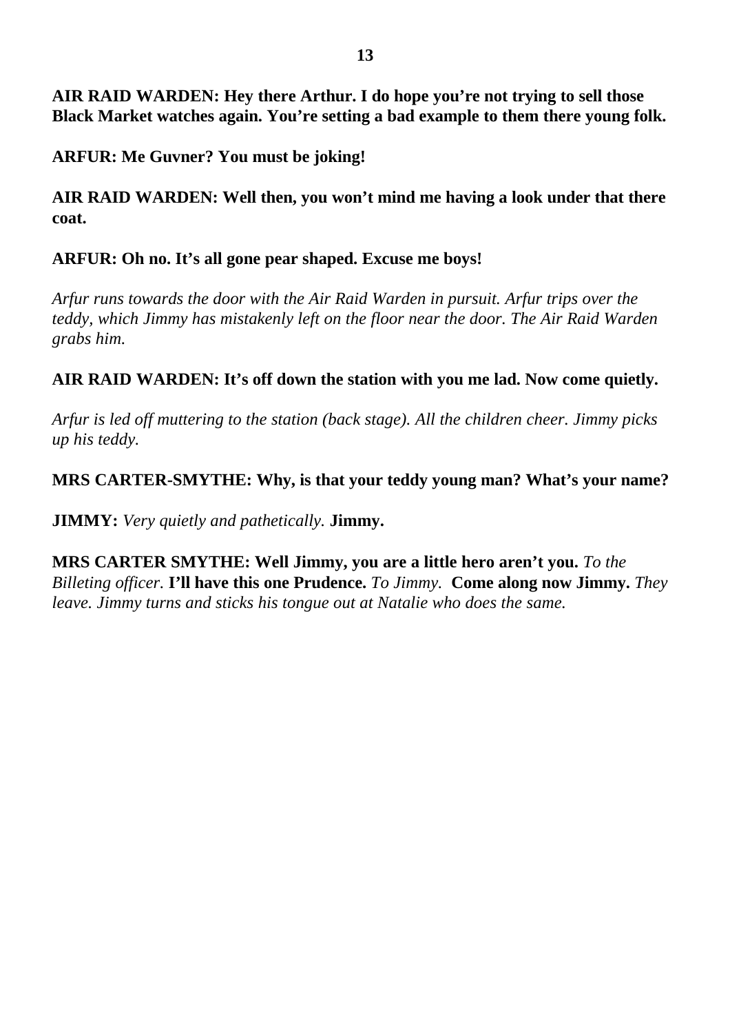**AIR RAID WARDEN: Hey there Arthur. I do hope you're not trying to sell those Black Market watches again. You're setting a bad example to them there young folk.**

**ARFUR: Me Guvner? You must be joking!**

**AIR RAID WARDEN: Well then, you won't mind me having a look under that there coat.**

**ARFUR: Oh no. It's all gone pear shaped. Excuse me boys!**

*Arfur runs towards the door with the Air Raid Warden in pursuit. Arfur trips over the teddy, which Jimmy has mistakenly left on the floor near the door. The Air Raid Warden grabs him.*

**AIR RAID WARDEN: It's off down the station with you me lad. Now come quietly.**

*Arfur is led off muttering to the station (back stage). All the children cheer. Jimmy picks up his teddy.*

**MRS CARTER-SMYTHE: Why, is that your teddy young man? What's your name?**

**JIMMY:** *Very quietly and pathetically.* **Jimmy.**

**MRS CARTER SMYTHE: Well Jimmy, you are a little hero aren't you.** *To the Billeting officer.* **I'll have this one Prudence.** *To Jimmy.* **Come along now Jimmy.** *They leave. Jimmy turns and sticks his tongue out at Natalie who does the same.*